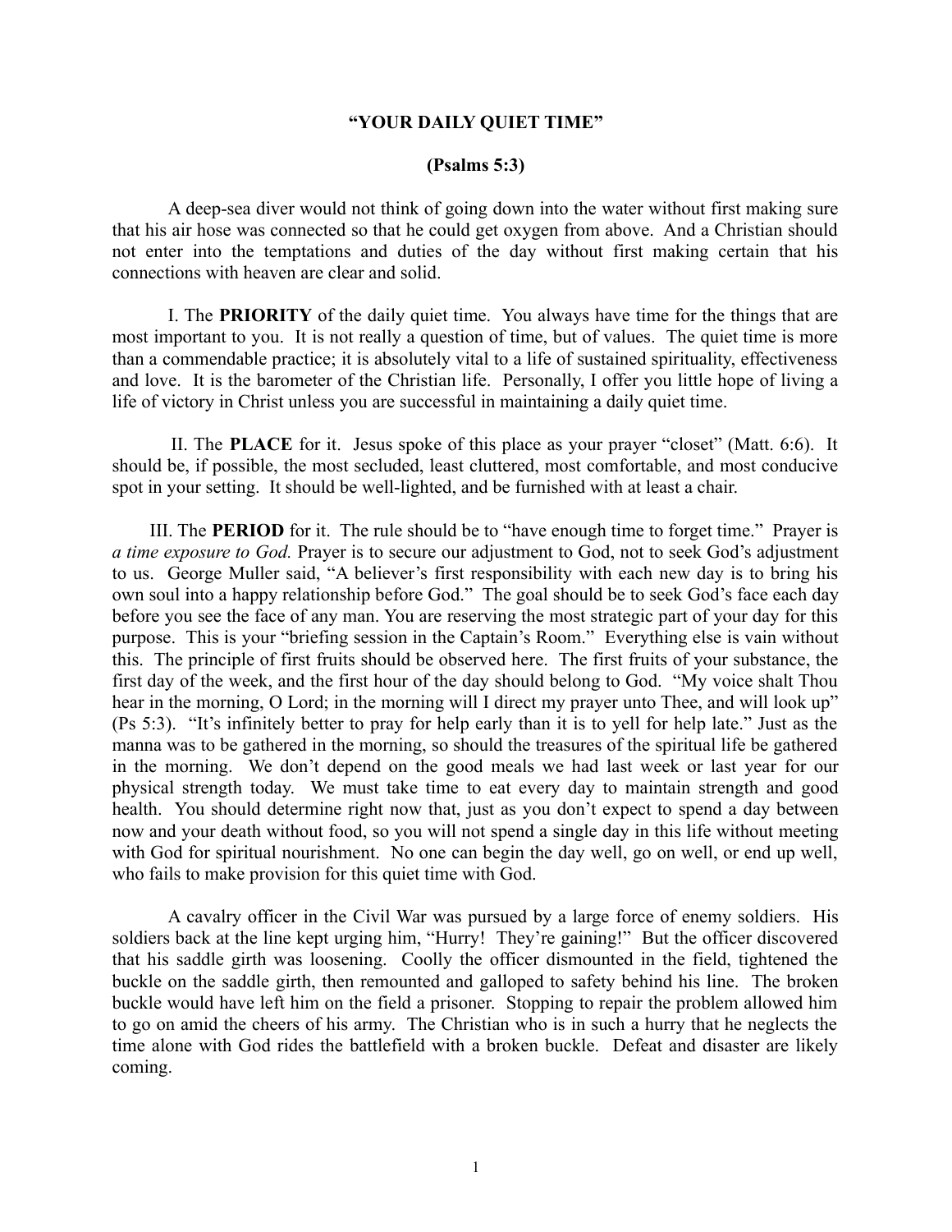# "YOUR DAILY QUIET TIME"

## (Psalms 5:3)

A deep-sea diver would not think of going down into the water without first making sure that his air hose was connected so that he could get oxygen from above. And a Christian should not enter into the temptations and duties of the day without first making certain that his connections with heaven are clear and solid.

I. The **PRIORITY** of the daily quiet time. You always have time for the things that are most important to you. It is not really a question of time, but of values. The quiet time is more than a commendable practice; it is absolutely vital to a life of sustained spirituality, effectiveness and love. It is the barometer of the Christian life. Personally, I offer you little hope of living a life of victory in Christ unless you are successful in maintaining a daily quiet time.

II. The **PLACE** for it. Jesus spoke of this place as your prayer "closet" (Matt. 6:6). It should be, if possible, the most secluded, least cluttered, most comfortable, and most conducive spot in your setting. It should be well-lighted, and be furnished with at least a chair.

III. The **PERIOD** for it. The rule should be to "have enough time to forget time." Prayer is *a time exposure to God.* Prayer is to secure our adjustment to God, not to seek God's adjustment to us. George Muller said, "A believer's first responsibility with each new day is to bring his own soul into a happy relationship before God." The goal should be to seek God's face each day before you see the face of any man. You are reserving the most strategic part of your day for this purpose. This is your "briefing session in the Captain's Room." Everything else is vain without this. The principle of first fruits should be observed here. The first fruits of your substance, the first day of the week, and the first hour of the day should belong to God. "My voice shalt Thou hear in the morning, O Lord; in the morning will I direct my prayer unto Thee, and will look up" (Ps 5:3). "It's infinitely better to pray for help early than it is to yell for help late." Just as the manna was to be gathered in the morning, so should the treasures of the spiritual life be gathered in the morning. We don't depend on the good meals we had last week or last year for our physical strength today. We must take time to eat every day to maintain strength and good health. You should determine right now that, just as you don't expect to spend a day between now and your death without food, so you will not spend a single day in this life without meeting with God for spiritual nourishment. No one can begin the day well, go on well, or end up well, who fails to make provision for this quiet time with God.

A cavalry officer in the Civil War was pursued by a large force of enemy soldiers. His soldiers back at the line kept urging him, "Hurry! They're gaining!" But the officer discovered that his saddle girth was loosening. Coolly the officer dismounted in the field, tightened the buckle on the saddle girth, then remounted and galloped to safety behind his line. The broken buckle would have left him on the field a prisoner. Stopping to repair the problem allowed him to go on amid the cheers of his army. The Christian who is in such a hurry that he neglects the time alone with God rides the battlefield with a broken buckle. Defeat and disaster are likely coming.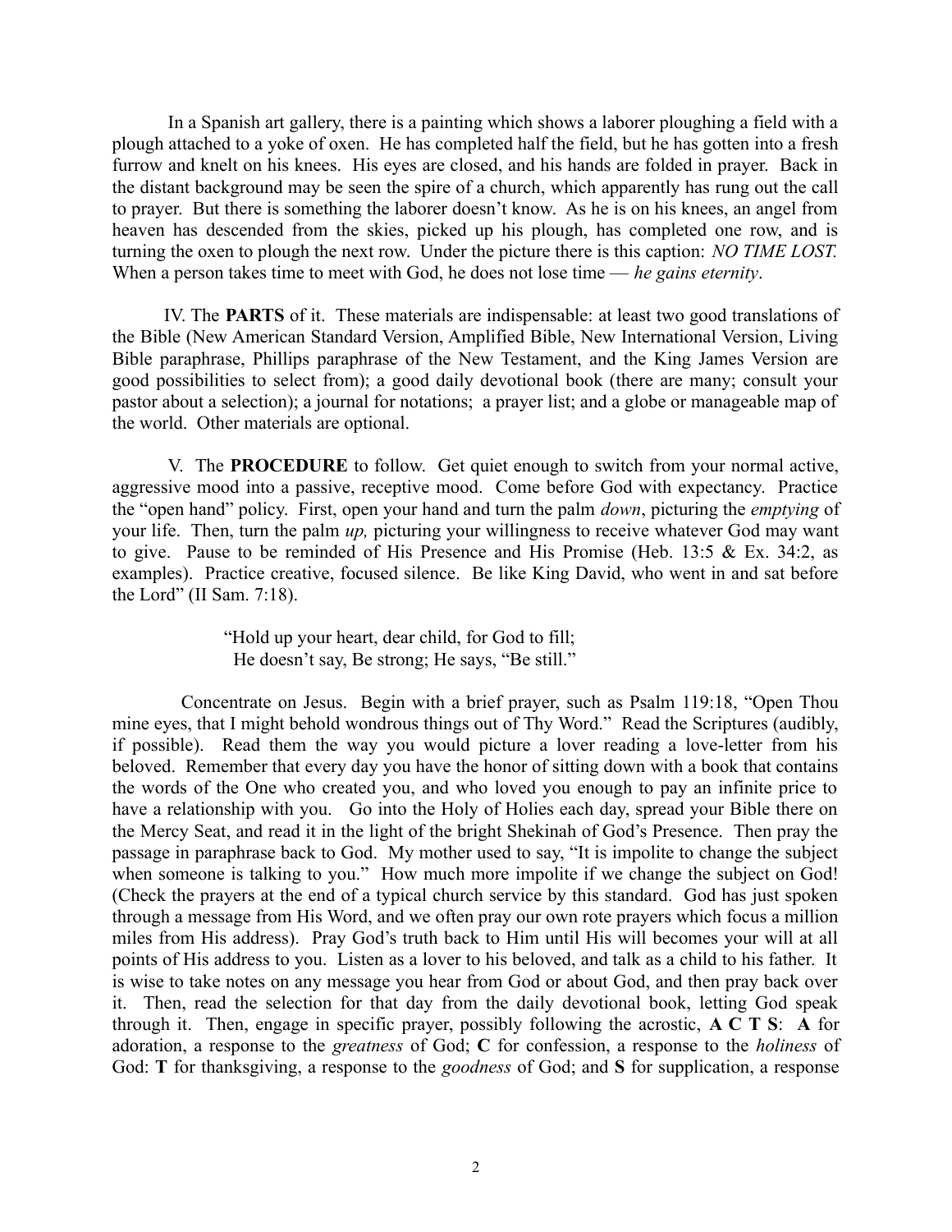In a Spanish art gallery, there is a painting which shows a laborer ploughing a field with a plough attached to a yoke of oxen. He has completed half the field, but he has gotten into a fresh furrow and knelt on his knees. His eyes are closed, and his hands are folded in prayer. Back in the distant background may be seen the spire of a church, which apparently has rung out the call to prayer. But there is something the laborer doesn't know. As he is on his knees, an angel from heaven has descended from the skies, picked up his plough, has completed one row, and is turning the oxen to plough the next row. Under the picture there is this caption: *NO TIME LOST.* When a person takes time to meet with God, he does not lose time — *he gains eternity*.

IV. The **PARTS** of it. These materials are indispensable: at least two good translations of the Bible (New American Standard Version, Amplified Bible, New International Version, Living Bible paraphrase, Phillips paraphrase of the New Testament, and the King James Version are good possibilities to select from); a good daily devotional book (there are many; consult your pastor about a selection); a journal for notations; a prayer list; and a globe or manageable map of the world. Other materials are optional.

V. The **PROCEDURE** to follow. Get quiet enough to switch from your normal active, aggressive mood into a passive, receptive mood. Come before God with expectancy. Practice the "open hand" policy. First, open your hand and turn the palm *down*, picturing the *emptying* of your life. Then, turn the palm *up,* picturing your willingness to receive whatever God may want to give. Pause to be reminded of His Presence and His Promise (Heb. 13:5 & Ex. 34:2, as examples). Practice creative, focused silence. Be like King David, who went in and sat before the Lord" (II Sam. 7:18).

> "Hold up your heart, dear child, for God to fill;
> He doesn't say, Be strong; He says, "Be still."

Concentrate on Jesus. Begin with a brief prayer, such as Psalm 119:18, "Open Thou mine eyes, that I might behold wondrous things out of Thy Word." Read the Scriptures (audibly, if possible). Read them the way you would picture a lover reading a love-letter from his beloved. Remember that every day you have the honor of sitting down with a book that contains the words of the One who created you, and who loved you enough to pay an infinite price to have a relationship with you. Go into the Holy of Holies each day, spread your Bible there on the Mercy Seat, and read it in the light of the bright Shekinah of God's Presence. Then pray the passage in paraphrase back to God. My mother used to say, "It is impolite to change the subject when someone is talking to you." How much more impolite if we change the subject on God! (Check the prayers at the end of a typical church service by this standard. God has just spoken through a message from His Word, and we often pray our own rote prayers which focus a million miles from His address). Pray God's truth back to Him until His will becomes your will at all points of His address to you. Listen as a lover to his beloved, and talk as a child to his father. It is wise to take notes on any message you hear from God or about God, and then pray back over it. Then, read the selection for that day from the daily devotional book, letting God speak through it. Then, engage in specific prayer, possibly following the acrostic, **A C T S**: **A** for adoration, a response to the *greatness* of God; **C** for confession, a response to the *holiness* of God: **T** for thanksgiving, a response to the *goodness* of God; and **S** for supplication, a response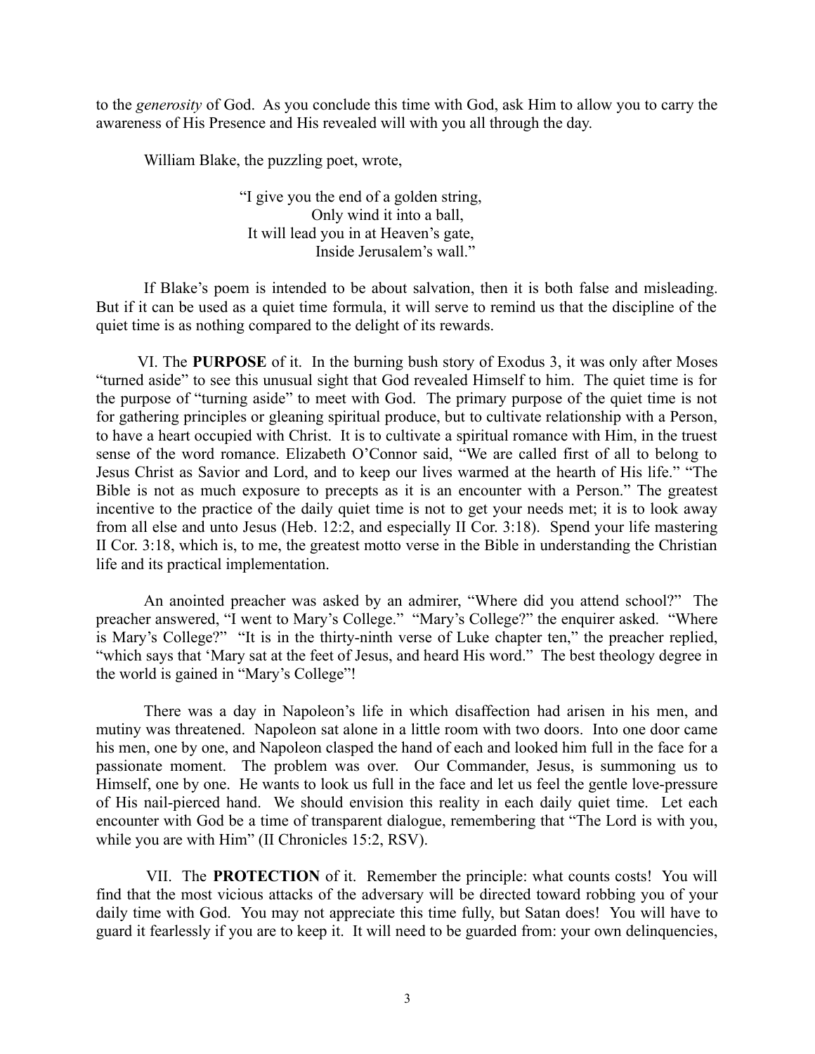to the *generosity* of God. As you conclude this time with God, ask Him to allow you to carry the awareness of His Presence and His revealed will with you all through the day.

William Blake, the puzzling poet, wrote,

> "I give you the end of a golden string,
> Only wind it into a ball,
> It will lead you in at Heaven's gate,
> Inside Jerusalem's wall."

If Blake's poem is intended to be about salvation, then it is both false and misleading. But if it can be used as a quiet time formula, it will serve to remind us that the discipline of the quiet time is as nothing compared to the delight of its rewards.

VI. The **PURPOSE** of it. In the burning bush story of Exodus 3, it was only after Moses "turned aside" to see this unusual sight that God revealed Himself to him. The quiet time is for the purpose of "turning aside" to meet with God. The primary purpose of the quiet time is not for gathering principles or gleaning spiritual produce, but to cultivate relationship with a Person, to have a heart occupied with Christ. It is to cultivate a spiritual romance with Him, in the truest sense of the word romance. Elizabeth O'Connor said, "We are called first of all to belong to Jesus Christ as Savior and Lord, and to keep our lives warmed at the hearth of His life." "The Bible is not as much exposure to precepts as it is an encounter with a Person." The greatest incentive to the practice of the daily quiet time is not to get your needs met; it is to look away from all else and unto Jesus (Heb. 12:2, and especially II Cor. 3:18). Spend your life mastering II Cor. 3:18, which is, to me, the greatest motto verse in the Bible in understanding the Christian life and its practical implementation.

An anointed preacher was asked by an admirer, "Where did you attend school?" The preacher answered, "I went to Mary's College." "Mary's College?" the enquirer asked. "Where is Mary's College?" "It is in the thirty-ninth verse of Luke chapter ten," the preacher replied, "which says that 'Mary sat at the feet of Jesus, and heard His word." The best theology degree in the world is gained in "Mary's College"!

There was a day in Napoleon's life in which disaffection had arisen in his men, and mutiny was threatened. Napoleon sat alone in a little room with two doors. Into one door came his men, one by one, and Napoleon clasped the hand of each and looked him full in the face for a passionate moment. The problem was over. Our Commander, Jesus, is summoning us to Himself, one by one. He wants to look us full in the face and let us feel the gentle love-pressure of His nail-pierced hand. We should envision this reality in each daily quiet time. Let each encounter with God be a time of transparent dialogue, remembering that "The Lord is with you, while you are with Him" (II Chronicles 15:2, RSV).

VII. The **PROTECTION** of it. Remember the principle: what counts costs! You will find that the most vicious attacks of the adversary will be directed toward robbing you of your daily time with God. You may not appreciate this time fully, but Satan does! You will have to guard it fearlessly if you are to keep it. It will need to be guarded from: your own delinquencies,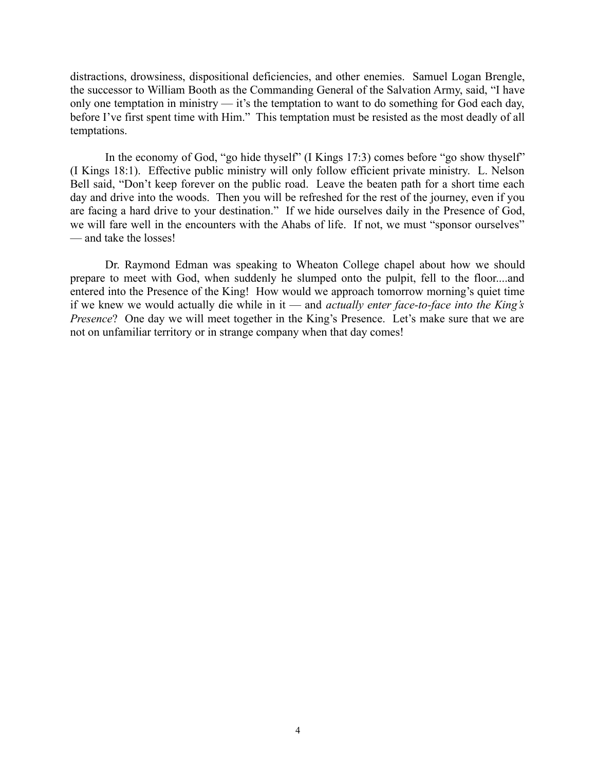distractions, drowsiness, dispositional deficiencies, and other enemies. Samuel Logan Brengle, the successor to William Booth as the Commanding General of the Salvation Army, said, "I have only one temptation in ministry — it's the temptation to want to do something for God each day, before I've first spent time with Him." This temptation must be resisted as the most deadly of all temptations.

In the economy of God, "go hide thyself" (I Kings 17:3) comes before "go show thyself" (I Kings 18:1). Effective public ministry will only follow efficient private ministry. L. Nelson Bell said, "Don't keep forever on the public road. Leave the beaten path for a short time each day and drive into the woods. Then you will be refreshed for the rest of the journey, even if you are facing a hard drive to your destination." If we hide ourselves daily in the Presence of God, we will fare well in the encounters with the Ahabs of life. If not, we must "sponsor ourselves" — and take the losses!

Dr. Raymond Edman was speaking to Wheaton College chapel about how we should prepare to meet with God, when suddenly he slumped onto the pulpit, fell to the floor....and entered into the Presence of the King! How would we approach tomorrow morning's quiet time if we knew we would actually die while in it — and *actually enter face-to-face into the King's Presence*? One day we will meet together in the King's Presence. Let's make sure that we are not on unfamiliar territory or in strange company when that day comes!